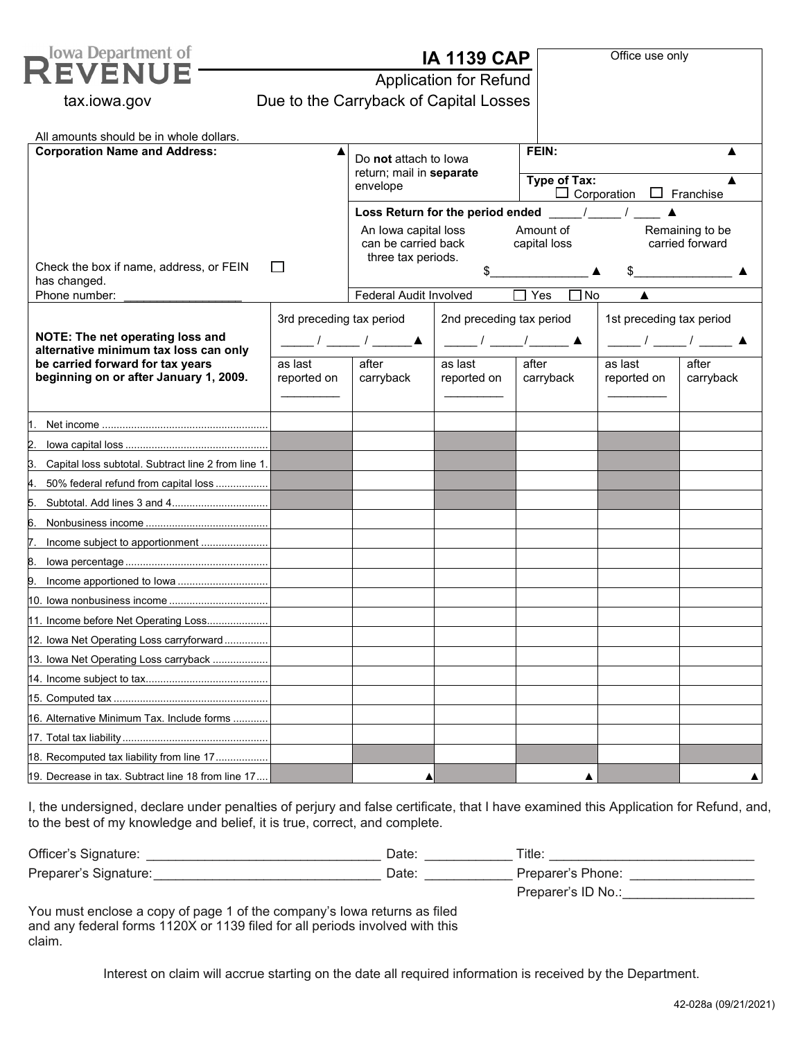Iowa Department of Revenue
tax.iowa.gov

# IA 1139 CAP

## Application for Refund Due to the Carryback of Capital Losses

Office use only

All amounts should be in whole dollars.

| | | |
|---|---|---|
| **Corporation Name and Address:** ▲ | Do **not** attach to Iowa return; mail in **separate** envelope | **FEIN:** ▲ |
| | | **Type of Tax:** ▲ ☐ Corporation ☐ Franchise |
| | **Loss Return for the period ended** _____/_____ / ____ ▲ | |
| | An Iowa capital loss can be carried back three tax periods. Amount of capital loss $______________ ▲ | Remaining to be carried forward $______________ ▲ |
| Check the box if name, address, or FEIN has changed. ☐ | | |
| Phone number: _________________ | Federal Audit Involved ☐ Yes ☐ No ▲ | |

| **NOTE: The net operating loss and alternative minimum tax loss can only be carried forward for tax years beginning on or after January 1, 2009.** | 3rd preceding tax period _____ / _____ / ______▲ | | 2nd preceding tax period _____ / _____/______ ▲ | | 1st preceding tax period _____ / _____ / _____ ▲ | |
|---|---|---|---|---|---|---|
| | as last reported on _________ | after carryback | as last reported on _________ | after carryback | as last reported on _________ | after carryback |
| 1. Net income | | | | | | |
| 2. Iowa capital loss | | | | | | |
| 3. Capital loss subtotal. Subtract line 2 from line 1. | | | | | | |
| 4. 50% federal refund from capital loss | | | | | | |
| 5. Subtotal. Add lines 3 and 4 | | | | | | |
| 6. Nonbusiness income | | | | | | |
| 7. Income subject to apportionment | | | | | | |
| 8. Iowa percentage | | | | | | |
| 9. Income apportioned to Iowa | | | | | | |
| 10. Iowa nonbusiness income | | | | | | |
| 11. Income before Net Operating Loss | | | | | | |
| 12. Iowa Net Operating Loss carryforward | | | | | | |
| 13. Iowa Net Operating Loss carryback | | | | | | |
| 14. Income subject to tax | | | | | | |
| 15. Computed tax | | | | | | |
| 16. Alternative Minimum Tax. Include forms | | | | | | |
| 17. Total tax liability | | | | | | |
| 18. Recomputed tax liability from line 17 | | | | | | |
| 19. Decrease in tax. Subtract line 18 from line 17 | | ▲ | | ▲ | | ▲ |

I, the undersigned, declare under penalties of perjury and false certificate, that I have examined this Application for Refund, and, to the best of my knowledge and belief, it is true, correct, and complete.

Officer's Signature: _______________________________ Date: ___________ Title: ___________________________

Preparer's Signature: _______________________________ Date: ___________ Preparer's Phone: ________________

Preparer's ID No.:_________________

You must enclose a copy of page 1 of the company's Iowa returns as filed and any federal forms 1120X or 1139 filed for all periods involved with this claim.

Interest on claim will accrue starting on the date all required information is received by the Department.

42-028a (09/21/2021)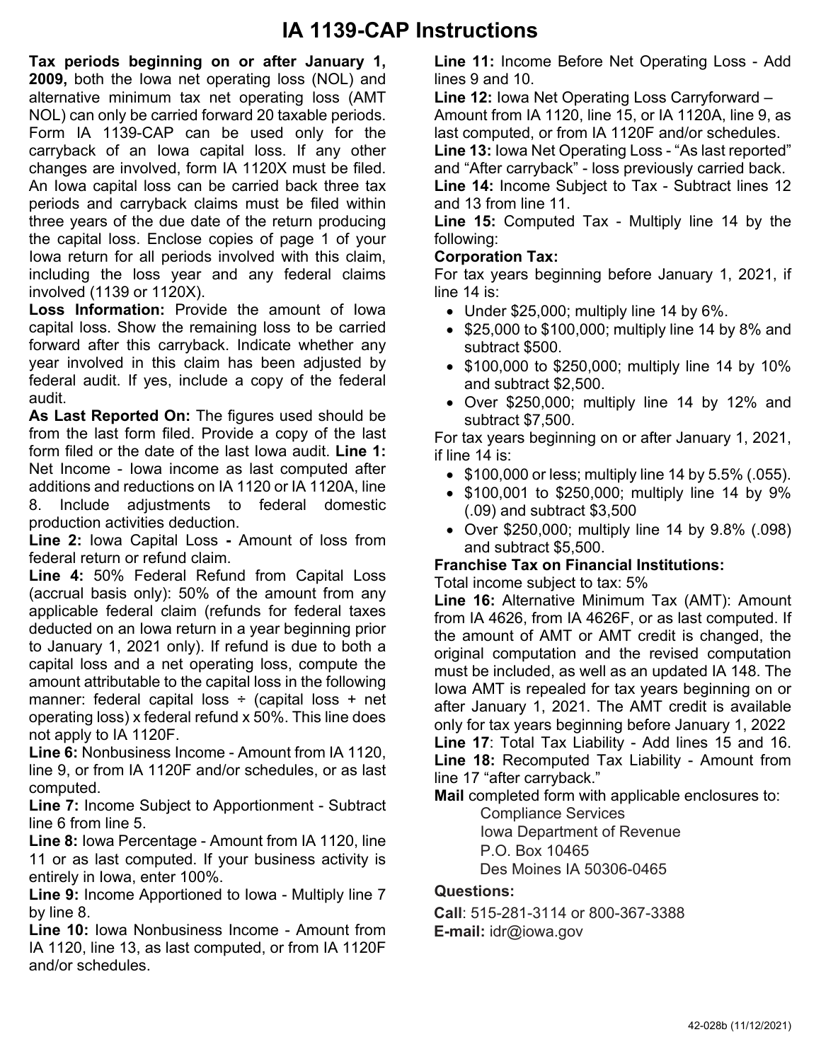# IA 1139-CAP Instructions

**Tax periods beginning on or after January 1, 2009,** both the Iowa net operating loss (NOL) and alternative minimum tax net operating loss (AMT NOL) can only be carried forward 20 taxable periods. Form IA 1139-CAP can be used only for the carryback of an Iowa capital loss. If any other changes are involved, form IA 1120X must be filed. An Iowa capital loss can be carried back three tax periods and carryback claims must be filed within three years of the due date of the return producing the capital loss. Enclose copies of page 1 of your Iowa return for all periods involved with this claim, including the loss year and any federal claims involved (1139 or 1120X).

**Loss Information:** Provide the amount of Iowa capital loss. Show the remaining loss to be carried forward after this carryback. Indicate whether any year involved in this claim has been adjusted by federal audit. If yes, include a copy of the federal audit.

**As Last Reported On:** The figures used should be from the last form filed. Provide a copy of the last form filed or the date of the last Iowa audit. **Line 1:** Net Income - Iowa income as last computed after additions and reductions on IA 1120 or IA 1120A, line 8. Include adjustments to federal domestic production activities deduction.

**Line 2:** Iowa Capital Loss **-** Amount of loss from federal return or refund claim.

**Line 4:** 50% Federal Refund from Capital Loss (accrual basis only): 50% of the amount from any applicable federal claim (refunds for federal taxes deducted on an Iowa return in a year beginning prior to January 1, 2021 only). If refund is due to both a capital loss and a net operating loss, compute the amount attributable to the capital loss in the following manner: federal capital loss ÷ (capital loss + net operating loss) x federal refund x 50%. This line does not apply to IA 1120F.

**Line 6:** Nonbusiness Income - Amount from IA 1120, line 9, or from IA 1120F and/or schedules, or as last computed.

**Line 7:** Income Subject to Apportionment - Subtract line 6 from line 5.

**Line 8:** Iowa Percentage - Amount from IA 1120, line 11 or as last computed. If your business activity is entirely in Iowa, enter 100%.

**Line 9:** Income Apportioned to Iowa - Multiply line 7 by line 8.

**Line 10:** Iowa Nonbusiness Income - Amount from IA 1120, line 13, as last computed, or from IA 1120F and/or schedules.

**Line 11:** Income Before Net Operating Loss - Add lines 9 and 10.

**Line 12:** Iowa Net Operating Loss Carryforward – Amount from IA 1120, line 15, or IA 1120A, line 9, as last computed, or from IA 1120F and/or schedules.

**Line 13:** Iowa Net Operating Loss - "As last reported" and "After carryback" - loss previously carried back.

**Line 14:** Income Subject to Tax - Subtract lines 12 and 13 from line 11.

**Line 15:** Computed Tax - Multiply line 14 by the following:

**Corporation Tax:**

For tax years beginning before January 1, 2021, if line 14 is:

- Under $25,000; multiply line 14 by 6%.
- $25,000 to $100,000; multiply line 14 by 8% and subtract $500.
- $100,000 to $250,000; multiply line 14 by 10% and subtract $2,500.
- Over $250,000; multiply line 14 by 12% and subtract $7,500.

For tax years beginning on or after January 1, 2021, if line 14 is:

- $100,000 or less; multiply line 14 by 5.5% (.055).
- $100,001 to $250,000; multiply line 14 by 9% (.09) and subtract $3,500
- Over $250,000; multiply line 14 by 9.8% (.098) and subtract $5,500.

**Franchise Tax on Financial Institutions:**

Total income subject to tax: 5%

**Line 16:** Alternative Minimum Tax (AMT): Amount from IA 4626, from IA 4626F, or as last computed. If the amount of AMT or AMT credit is changed, the original computation and the revised computation must be included, as well as an updated IA 148. The Iowa AMT is repealed for tax years beginning on or after January 1, 2021. The AMT credit is available only for tax years beginning before January 1, 2022

**Line 17**: Total Tax Liability - Add lines 15 and 16.

**Line 18:** Recomputed Tax Liability - Amount from line 17 "after carryback."

**Mail** completed form with applicable enclosures to:

Compliance Services
Iowa Department of Revenue
P.O. Box 10465
Des Moines IA 50306-0465

**Questions:**

**Call**: 515-281-3114 or 800-367-3388

**E-mail:** idr@iowa.gov

42-028b (11/12/2021)